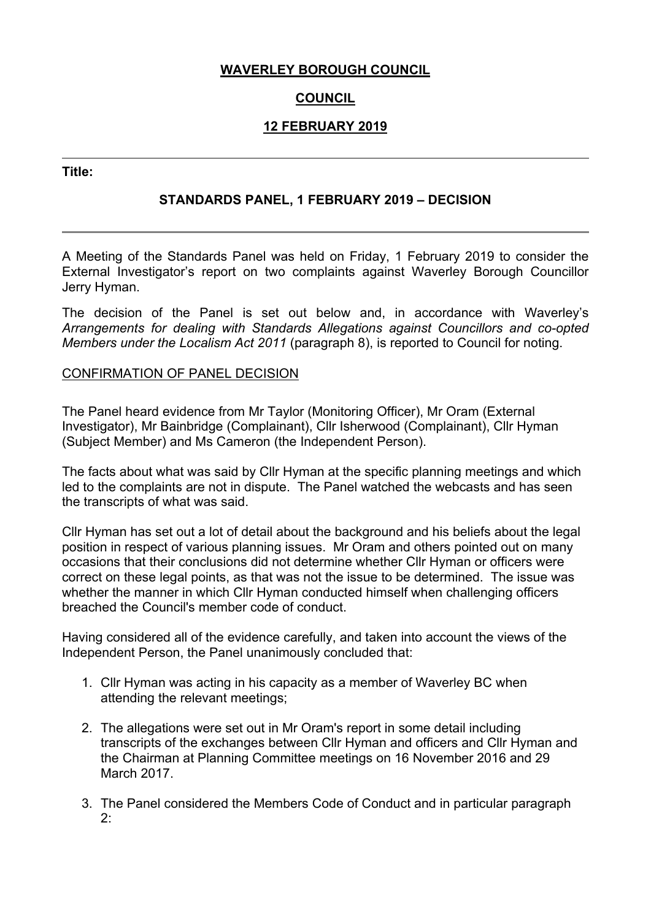# WAVERLEY BOROUGH COUNCIL

## COUNCIL

## 12 FEBRUARY 2019

---

**Title:**

### STANDARDS PANEL, 1 FEBRUARY 2019 – DECISION

---

A Meeting of the Standards Panel was held on Friday, 1 February 2019 to consider the External Investigator's report on two complaints against Waverley Borough Councillor Jerry Hyman.

The decision of the Panel is set out below and, in accordance with Waverley's *Arrangements for dealing with Standards Allegations against Councillors and co-opted Members under the Localism Act 2011* (paragraph 8), is reported to Council for noting.

CONFIRMATION OF PANEL DECISION

The Panel heard evidence from Mr Taylor (Monitoring Officer), Mr Oram (External Investigator), Mr Bainbridge (Complainant), Cllr Isherwood (Complainant), Cllr Hyman (Subject Member) and Ms Cameron (the Independent Person).

The facts about what was said by Cllr Hyman at the specific planning meetings and which led to the complaints are not in dispute. The Panel watched the webcasts and has seen the transcripts of what was said.

Cllr Hyman has set out a lot of detail about the background and his beliefs about the legal position in respect of various planning issues. Mr Oram and others pointed out on many occasions that their conclusions did not determine whether Cllr Hyman or officers were correct on these legal points, as that was not the issue to be determined. The issue was whether the manner in which Cllr Hyman conducted himself when challenging officers breached the Council's member code of conduct.

Having considered all of the evidence carefully, and taken into account the views of the Independent Person, the Panel unanimously concluded that:

1. Cllr Hyman was acting in his capacity as a member of Waverley BC when attending the relevant meetings;

2. The allegations were set out in Mr Oram's report in some detail including transcripts of the exchanges between Cllr Hyman and officers and Cllr Hyman and the Chairman at Planning Committee meetings on 16 November 2016 and 29 March 2017.

3. The Panel considered the Members Code of Conduct and in particular paragraph 2: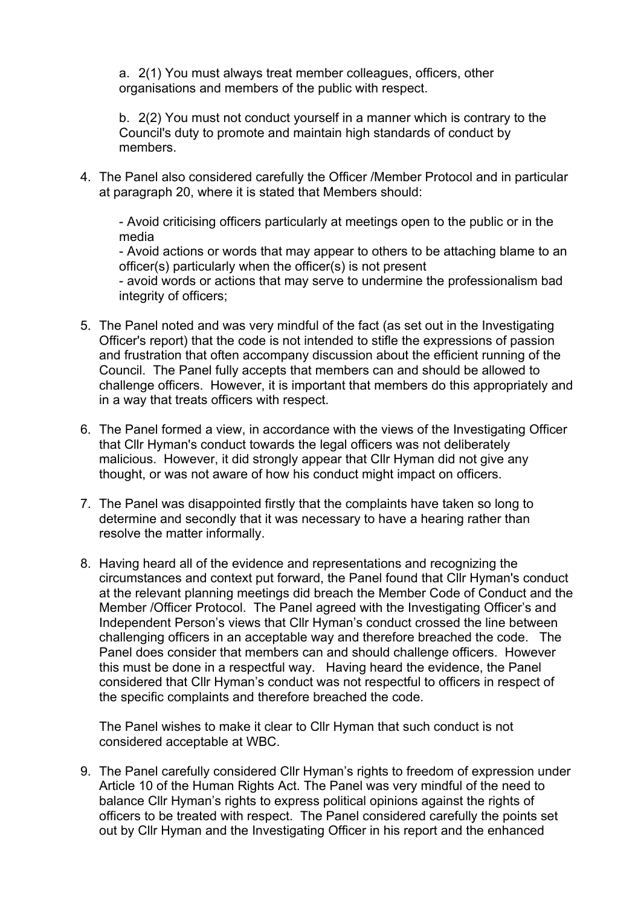a. 2(1) You must always treat member colleagues, officers, other organisations and members of the public with respect.

b. 2(2) You must not conduct yourself in a manner which is contrary to the Council's duty to promote and maintain high standards of conduct by members.

4. The Panel also considered carefully the Officer /Member Protocol and in particular at paragraph 20, where it is stated that Members should:

   - Avoid criticising officers particularly at meetings open to the public or in the media
   - Avoid actions or words that may appear to others to be attaching blame to an officer(s) particularly when the officer(s) is not present
   - avoid words or actions that may serve to undermine the professionalism bad integrity of officers;

5. The Panel noted and was very mindful of the fact (as set out in the Investigating Officer's report) that the code is not intended to stifle the expressions of passion and frustration that often accompany discussion about the efficient running of the Council. The Panel fully accepts that members can and should be allowed to challenge officers. However, it is important that members do this appropriately and in a way that treats officers with respect.

6. The Panel formed a view, in accordance with the views of the Investigating Officer that Cllr Hyman's conduct towards the legal officers was not deliberately malicious. However, it did strongly appear that Cllr Hyman did not give any thought, or was not aware of how his conduct might impact on officers.

7. The Panel was disappointed firstly that the complaints have taken so long to determine and secondly that it was necessary to have a hearing rather than resolve the matter informally.

8. Having heard all of the evidence and representations and recognizing the circumstances and context put forward, the Panel found that Cllr Hyman's conduct at the relevant planning meetings did breach the Member Code of Conduct and the Member /Officer Protocol. The Panel agreed with the Investigating Officer's and Independent Person's views that Cllr Hyman's conduct crossed the line between challenging officers in an acceptable way and therefore breached the code. The Panel does consider that members can and should challenge officers. However this must be done in a respectful way. Having heard the evidence, the Panel considered that Cllr Hyman's conduct was not respectful to officers in respect of the specific complaints and therefore breached the code.

   The Panel wishes to make it clear to Cllr Hyman that such conduct is not considered acceptable at WBC.

9. The Panel carefully considered Cllr Hyman's rights to freedom of expression under Article 10 of the Human Rights Act. The Panel was very mindful of the need to balance Cllr Hyman's rights to express political opinions against the rights of officers to be treated with respect. The Panel considered carefully the points set out by Cllr Hyman and the Investigating Officer in his report and the enhanced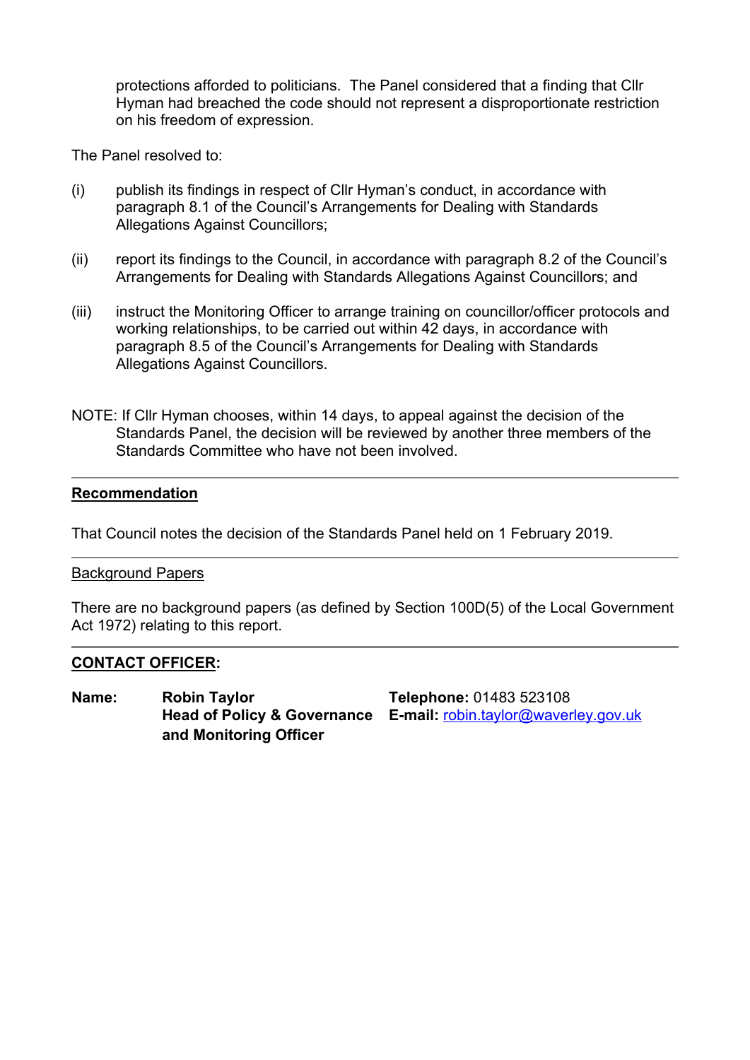protections afforded to politicians. The Panel considered that a finding that Cllr Hyman had breached the code should not represent a disproportionate restriction on his freedom of expression.

The Panel resolved to:

(i) publish its findings in respect of Cllr Hyman's conduct, in accordance with paragraph 8.1 of the Council's Arrangements for Dealing with Standards Allegations Against Councillors;

(ii) report its findings to the Council, in accordance with paragraph 8.2 of the Council's Arrangements for Dealing with Standards Allegations Against Councillors; and

(iii) instruct the Monitoring Officer to arrange training on councillor/officer protocols and working relationships, to be carried out within 42 days, in accordance with paragraph 8.5 of the Council's Arrangements for Dealing with Standards Allegations Against Councillors.

NOTE: If Cllr Hyman chooses, within 14 days, to appeal against the decision of the Standards Panel, the decision will be reviewed by another three members of the Standards Committee who have not been involved.

---

**Recommendation**

That Council notes the decision of the Standards Panel held on 1 February 2019.

---

Background Papers

There are no background papers (as defined by Section 100D(5) of the Local Government Act 1972) relating to this report.

---

**CONTACT OFFICER:**

**Name:** **Robin Taylor**
**Head of Policy & Governance and Monitoring Officer**

**Telephone:** 01483 523108
**E-mail:** robin.taylor@waverley.gov.uk